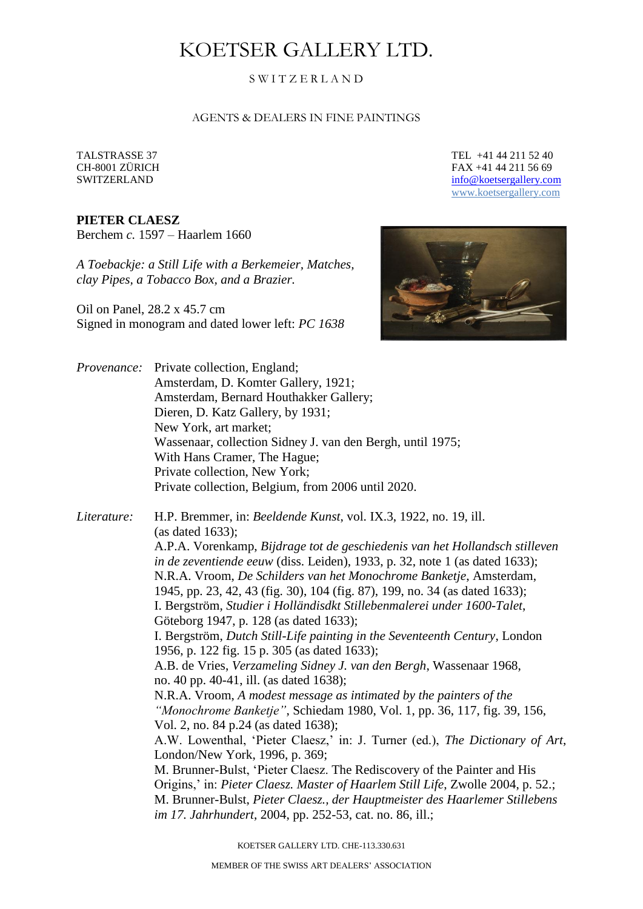# KOETSER GALLERY LTD.

SWITZERLAND

AGENTS & DEALERS IN FINE PAINTINGS

TALSTRASSE 37
CH-8001 ZÜRICH
SWITZERLAND

TEL +41 44 211 52 40
FAX +41 44 211 56 69
info@koetsergallery.com
www.koetsergallery.com

**PIETER CLAESZ**
Berchem *c.* 1597 – Haarlem 1660

*A Toebackje: a Still Life with a Berkemeier, Matches, clay Pipes, a Tobacco Box, and a Brazier.*

Oil on Panel, 28.2 x 45.7 cm
Signed in monogram and dated lower left: *PC 1638*

*Provenance:*
Private collection, England;
Amsterdam, D. Komter Gallery, 1921;
Amsterdam, Bernard Houthakker Gallery;
Dieren, D. Katz Gallery, by 1931;
New York, art market;
Wassenaar, collection Sidney J. van den Bergh, until 1975;
With Hans Cramer, The Hague;
Private collection, New York;
Private collection, Belgium, from 2006 until 2020.

*Literature:*
H.P. Bremmer, in: *Beeldende Kunst*, vol. IX.3, 1922, no. 19, ill. (as dated 1633);
A.P.A. Vorenkamp, *Bijdrage tot de geschiedenis van het Hollandsch stilleven in de zeventiende eeuw* (diss. Leiden), 1933, p. 32, note 1 (as dated 1633);
N.R.A. Vroom, *De Schilders van het Monochrome Banketje*, Amsterdam, 1945, pp. 23, 42, 43 (fig. 30), 104 (fig. 87), 199, no. 34 (as dated 1633);
I. Bergström, *Studier i Holländisdkt Stillebenmalerei under 1600-Talet*, Göteborg 1947, p. 128 (as dated 1633);
I. Bergström, *Dutch Still-Life painting in the Seventeenth Century*, London 1956, p. 122 fig. 15 p. 305 (as dated 1633);
A.B. de Vries, *Verzameling Sidney J. van den Bergh*, Wassenaar 1968, no. 40 pp. 40-41, ill. (as dated 1638);
N.R.A. Vroom, *A modest message as intimated by the painters of the "Monochrome Banketje"*, Schiedam 1980, Vol. 1, pp. 36, 117, fig. 39, 156, Vol. 2, no. 84 p.24 (as dated 1638);
A.W. Lowenthal, 'Pieter Claesz,' in: J. Turner (ed.), *The Dictionary of Art*, London/New York, 1996, p. 369;
M. Brunner-Bulst, 'Pieter Claesz. The Rediscovery of the Painter and His Origins,' in: *Pieter Claesz. Master of Haarlem Still Life*, Zwolle 2004, p. 52.;
M. Brunner-Bulst, *Pieter Claesz., der Hauptmeister des Haarlemer Stillebens im 17. Jahrhundert*, 2004, pp. 252-53, cat. no. 86, ill.;

KOETSER GALLERY LTD. CHE-113.330.631

MEMBER OF THE SWISS ART DEALERS' ASSOCIATION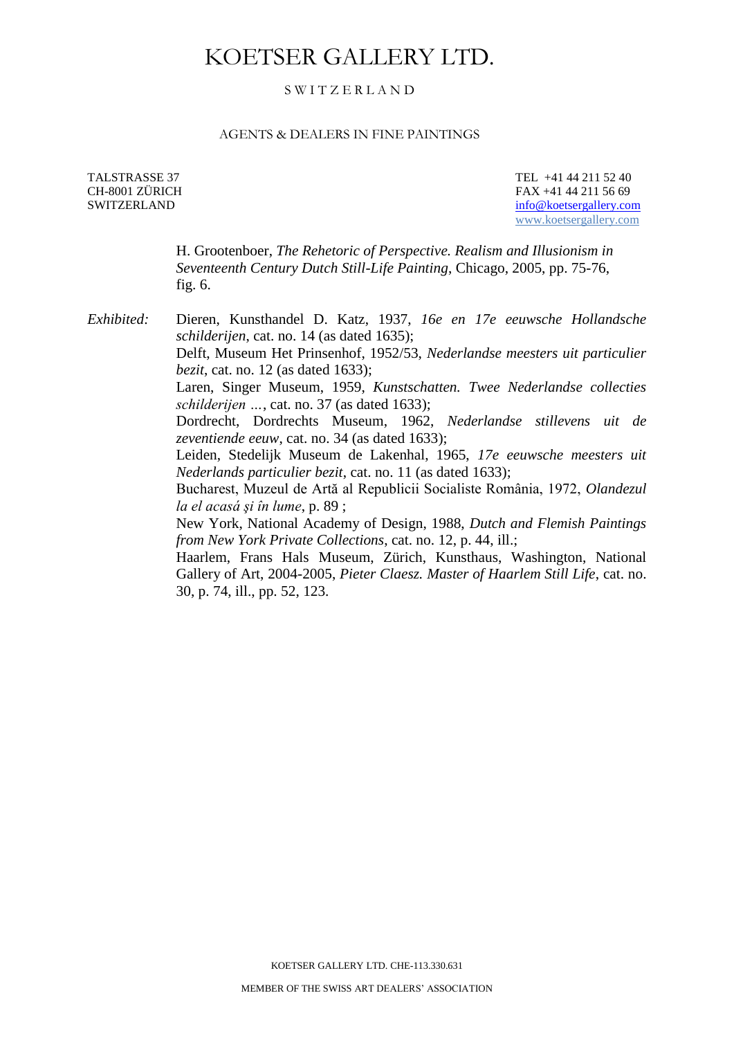# KOETSER GALLERY LTD.

SWITZERLAND

AGENTS & DEALERS IN FINE PAINTINGS

TALSTRASSE 37
CH-8001 ZÜRICH
SWITZERLAND

TEL +41 44 211 52 40
FAX +41 44 211 56 69
info@koetsergallery.com
www.koetsergallery.com

H. Grootenboer, *The Rehetoric of Perspective. Realism and Illusionism in Seventeenth Century Dutch Still-Life Painting*, Chicago, 2005, pp. 75-76, fig. 6.

*Exhibited:* Dieren, Kunsthandel D. Katz, 1937, *16e en 17e eeuwsche Hollandsche schilderijen*, cat. no. 14 (as dated 1635);
Delft, Museum Het Prinsenhof, 1952/53, *Nederlandse meesters uit particulier bezit*, cat. no. 12 (as dated 1633);
Laren, Singer Museum, 1959, *Kunstschatten. Twee Nederlandse collecties schilderijen …*, cat. no. 37 (as dated 1633);
Dordrecht, Dordrechts Museum, 1962, *Nederlandse stillevens uit de zeventiende eeuw*, cat. no. 34 (as dated 1633);
Leiden, Stedelijk Museum de Lakenhal, 1965, *17e eeuwsche meesters uit Nederlands particulier bezit*, cat. no. 11 (as dated 1633);
Bucharest, Muzeul de Artă al Republicii Socialiste România, 1972, *Olandezul la el acasá şi în lume*, p. 89 ;
New York, National Academy of Design, 1988, *Dutch and Flemish Paintings from New York Private Collections*, cat. no. 12, p. 44, ill.;
Haarlem, Frans Hals Museum, Zürich, Kunsthaus, Washington, National Gallery of Art, 2004-2005, *Pieter Claesz. Master of Haarlem Still Life*, cat. no. 30, p. 74, ill., pp. 52, 123.

KOETSER GALLERY LTD. CHE-113.330.631

MEMBER OF THE SWISS ART DEALERS' ASSOCIATION